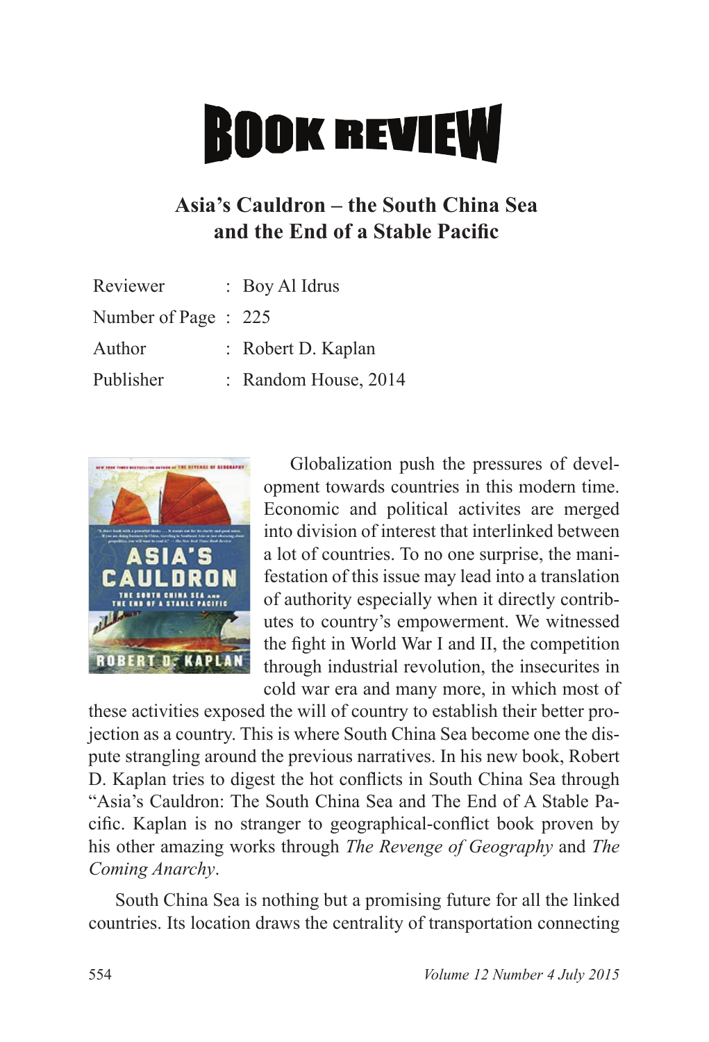# BOOK REVIEW

## Asia's Cauldron – the South China Sea and the End of a Stable Pacific

Reviewer : Boy Al Idrus
Number of Page : 225
Author : Robert D. Kaplan
Publisher : Random House, 2014

Globalization push the pressures of development towards countries in this modern time. Economic and political activites are merged into division of interest that interlinked between a lot of countries. To no one surprise, the manifestation of this issue may lead into a translation of authority especially when it directly contributes to country's empowerment. We witnessed the fight in World War I and II, the competition through industrial revolution, the insecurites in cold war era and many more, in which most of these activities exposed the will of country to establish their better projection as a country. This is where South China Sea become one the dispute strangling around the previous narratives. In his new book, Robert D. Kaplan tries to digest the hot conflicts in South China Sea through "Asia's Cauldron: The South China Sea and The End of A Stable Pacific. Kaplan is no stranger to geographical-conflict book proven by his other amazing works through *The Revenge of Geography* and *The Coming Anarchy*.

South China Sea is nothing but a promising future for all the linked countries. Its location draws the centrality of transportation connecting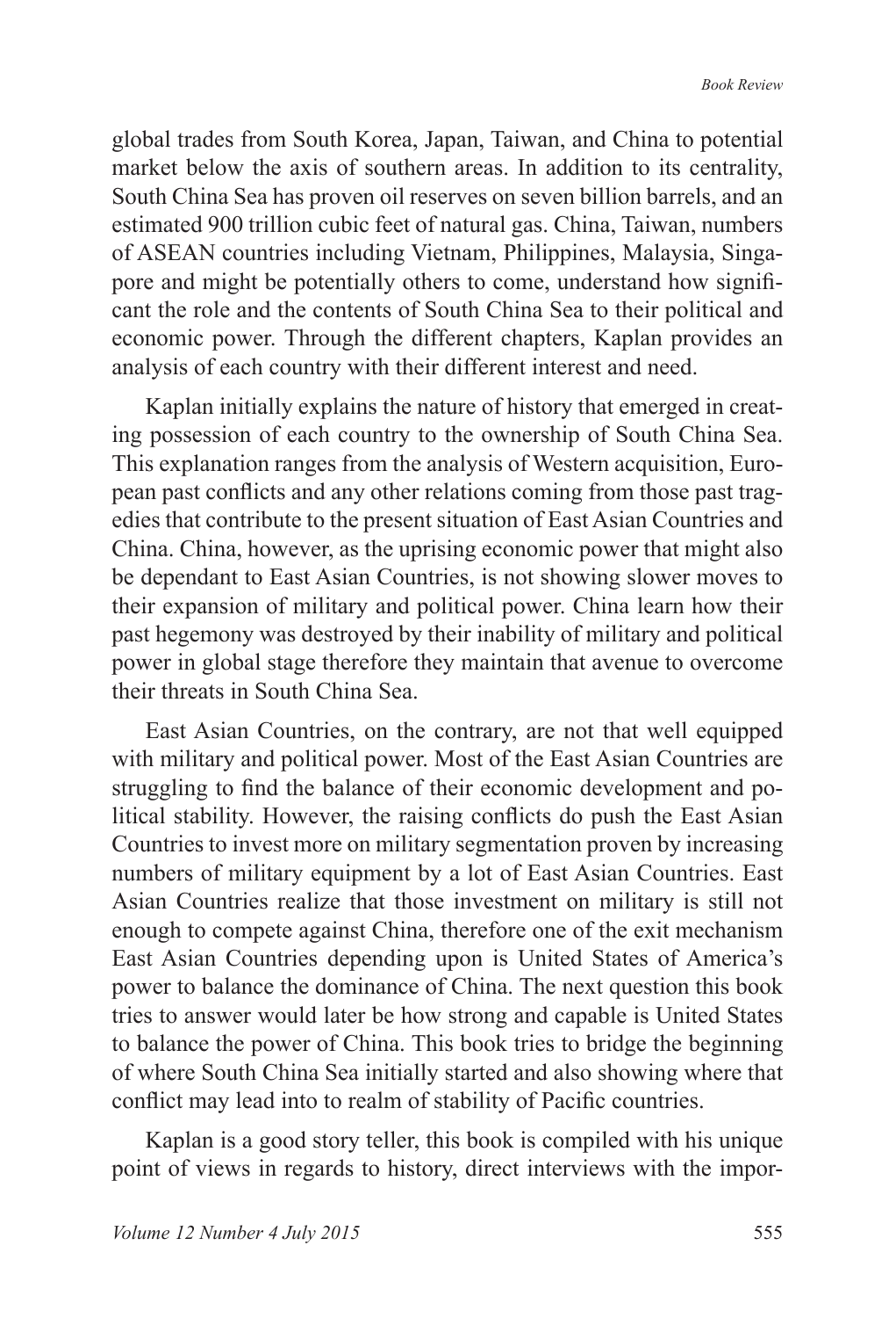global trades from South Korea, Japan, Taiwan, and China to potential market below the axis of southern areas. In addition to its centrality, South China Sea has proven oil reserves on seven billion barrels, and an estimated 900 trillion cubic feet of natural gas. China, Taiwan, numbers of ASEAN countries including Vietnam, Philippines, Malaysia, Singapore and might be potentially others to come, understand how significant the role and the contents of South China Sea to their political and economic power. Through the different chapters, Kaplan provides an analysis of each country with their different interest and need.

Kaplan initially explains the nature of history that emerged in creating possession of each country to the ownership of South China Sea. This explanation ranges from the analysis of Western acquisition, European past conflicts and any other relations coming from those past tragedies that contribute to the present situation of East Asian Countries and China. China, however, as the uprising economic power that might also be dependant to East Asian Countries, is not showing slower moves to their expansion of military and political power. China learn how their past hegemony was destroyed by their inability of military and political power in global stage therefore they maintain that avenue to overcome their threats in South China Sea.

East Asian Countries, on the contrary, are not that well equipped with military and political power. Most of the East Asian Countries are struggling to find the balance of their economic development and political stability. However, the raising conflicts do push the East Asian Countries to invest more on military segmentation proven by increasing numbers of military equipment by a lot of East Asian Countries. East Asian Countries realize that those investment on military is still not enough to compete against China, therefore one of the exit mechanism East Asian Countries depending upon is United States of America's power to balance the dominance of China. The next question this book tries to answer would later be how strong and capable is United States to balance the power of China. This book tries to bridge the beginning of where South China Sea initially started and also showing where that conflict may lead into to realm of stability of Pacific countries.

Kaplan is a good story teller, this book is compiled with his unique point of views in regards to history, direct interviews with the impor-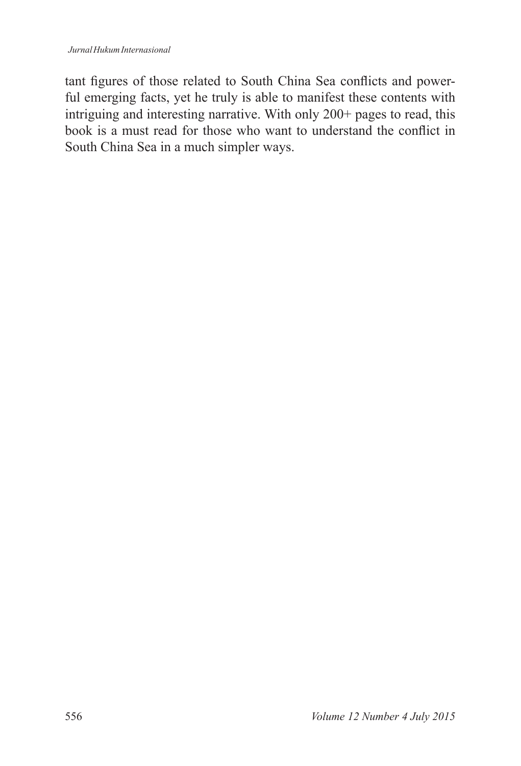tant figures of those related to South China Sea conflicts and powerful emerging facts, yet he truly is able to manifest these contents with intriguing and interesting narrative. With only 200+ pages to read, this book is a must read for those who want to understand the conflict in South China Sea in a much simpler ways.